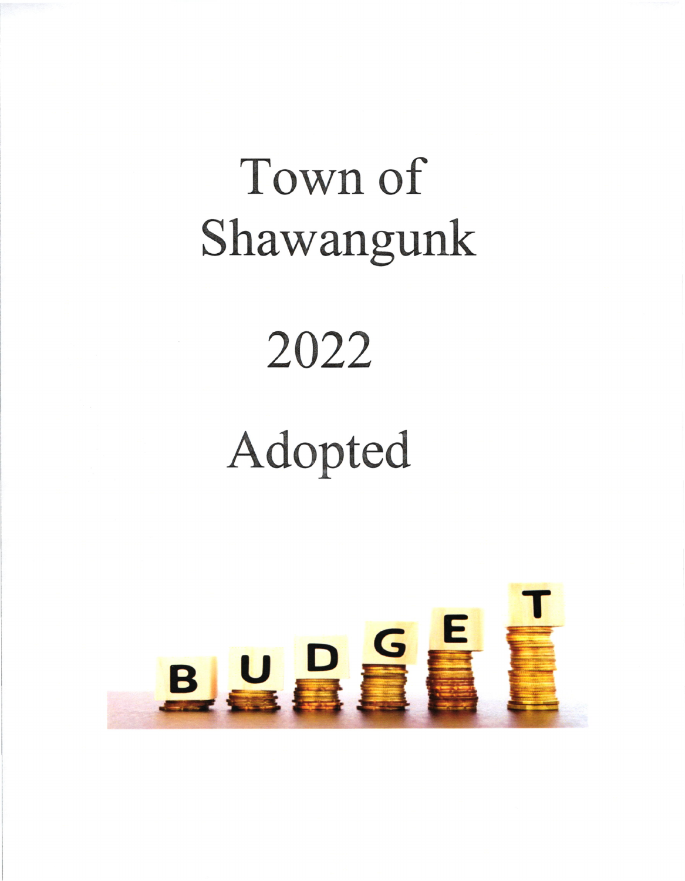# Town of Shawangunk

# 2022

# Adopted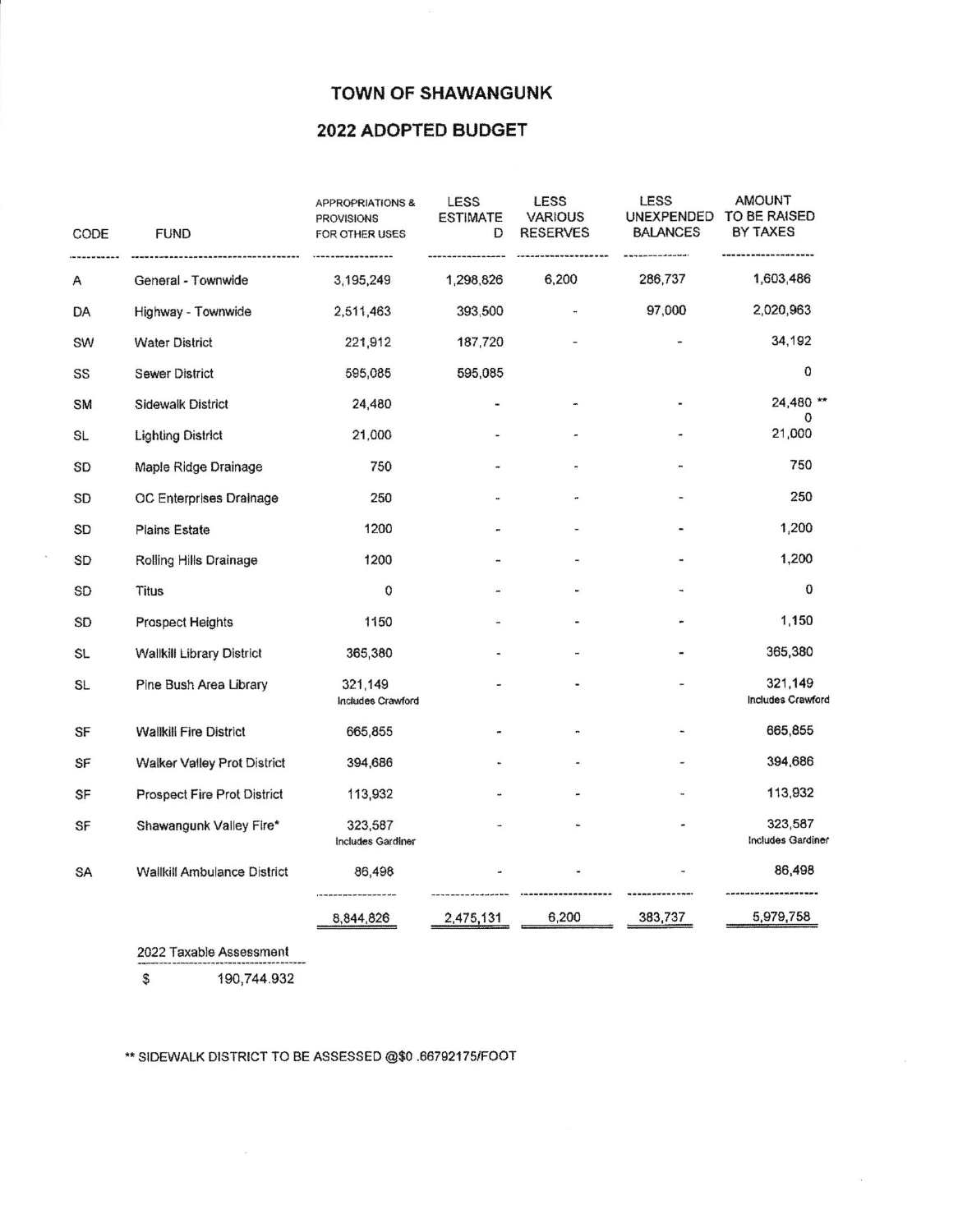# TOWN OF SHAWANGUNK

## 2022 ADOPTED BUDGET

| CODE | FUND | APPROPRIATIONS & PROVISIONS FOR OTHER USES | LESS ESTIMATED | LESS VARIOUS RESERVES | LESS UNEXPENDED BALANCES | AMOUNT TO BE RAISED BY TAXES |
|---|---|---|---|---|---|---|
| A | General - Townwide | 3,195,249 | 1,298,826 | 6,200 | 286,737 | 1,603,486 |
| DA | Highway - Townwide | 2,511,463 | 393,500 | - | 97,000 | 2,020,963 |
| SW | Water District | 221,912 | 187,720 | - | - | 34,192 |
| SS | Sewer District | 595,085 | 595,085 | | | 0 |
| SM | Sidewalk District | 24,480 | - | - | - | 24,480 ** 0 |
| SL | Lighting District | 21,000 | - | - | - | 21,000 |
| SD | Maple Ridge Drainage | 750 | - | - | - | 750 |
| SD | OC Enterprises Drainage | 250 | - | - | - | 250 |
| SD | Plains Estate | 1200 | - | - | - | 1,200 |
| SD | Rolling Hills Drainage | 1200 | - | - | - | 1,200 |
| SD | Titus | 0 | - | - | - | 0 |
| SD | Prospect Heights | 1150 | - | - | - | 1,150 |
| SL | Wallkill Library District | 365,380 | - | - | - | 365,380 |
| SL | Pine Bush Area Library | 321,149 Includes Crawford | - | - | - | 321,149 Includes Crawford |
| SF | Wallkill Fire District | 665,855 | - | - | - | 665,855 |
| SF | Walker Valley Prot District | 394,686 | - | - | - | 394,686 |
| SF | Prospect Fire Prot District | 113,932 | - | - | - | 113,932 |
| SF | Shawangunk Valley Fire* | 323,587 Includes Gardiner | - | - | - | 323,587 Includes Gardiner |
| SA | Wallkill Ambulance District | 86,498 | - | - | - | 86,498 |
| | | 8,844,826 | 2,475,131 | 6,200 | 383,737 | 5,979,758 |

2022 Taxable Assessment

$ 190,744.932

** SIDEWALK DISTRICT TO BE ASSESSED @$0 .66792175/FOOT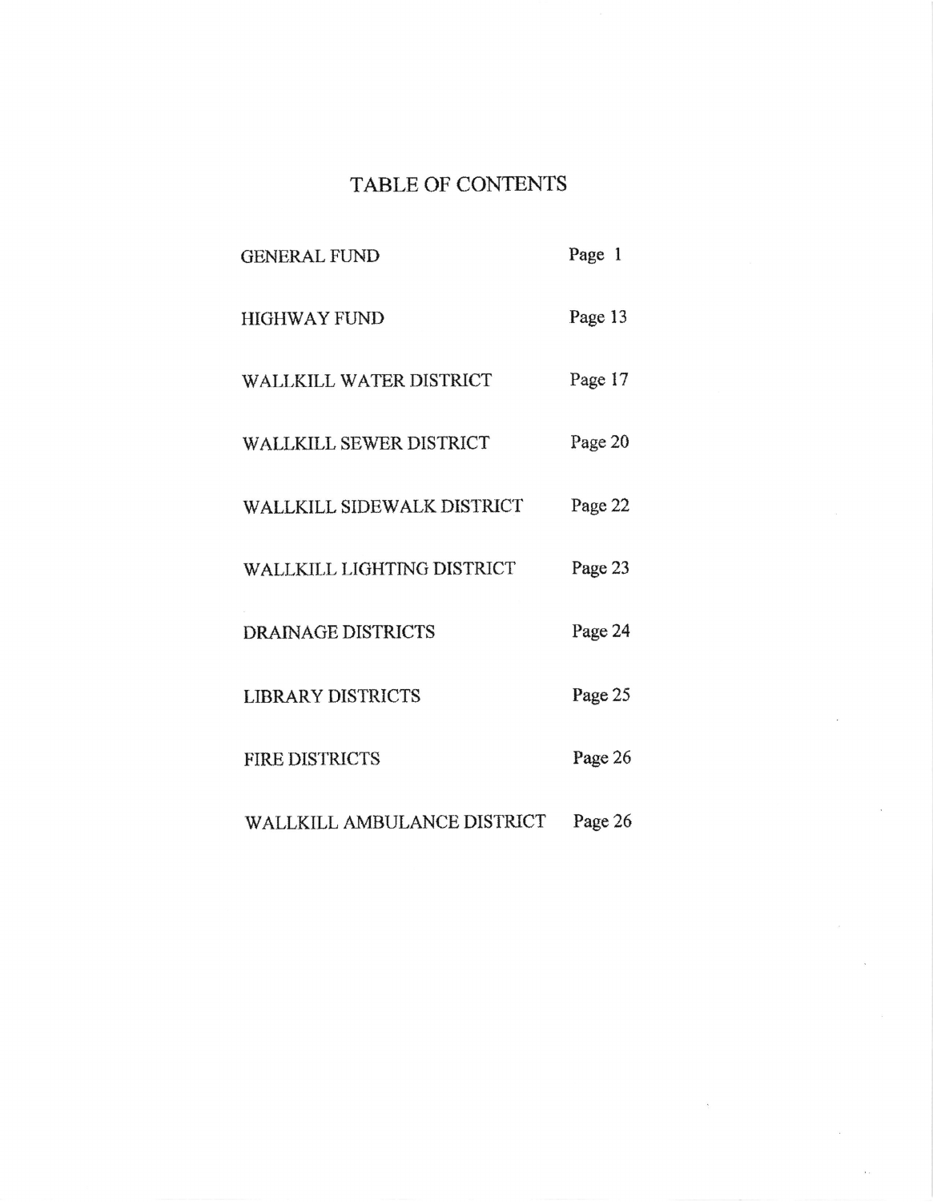# TABLE OF CONTENTS

| | |
|---|---|
| GENERAL FUND | Page 1 |
| HIGHWAY FUND | Page 13 |
| WALLKILL WATER DISTRICT | Page 17 |
| WALLKILL SEWER DISTRICT | Page 20 |
| WALLKILL SIDEWALK DISTRICT | Page 22 |
| WALLKILL LIGHTING DISTRICT | Page 23 |
| DRAINAGE DISTRICTS | Page 24 |
| LIBRARY DISTRICTS | Page 25 |
| FIRE DISTRICTS | Page 26 |
| WALLKILL AMBULANCE DISTRICT | Page 26 |